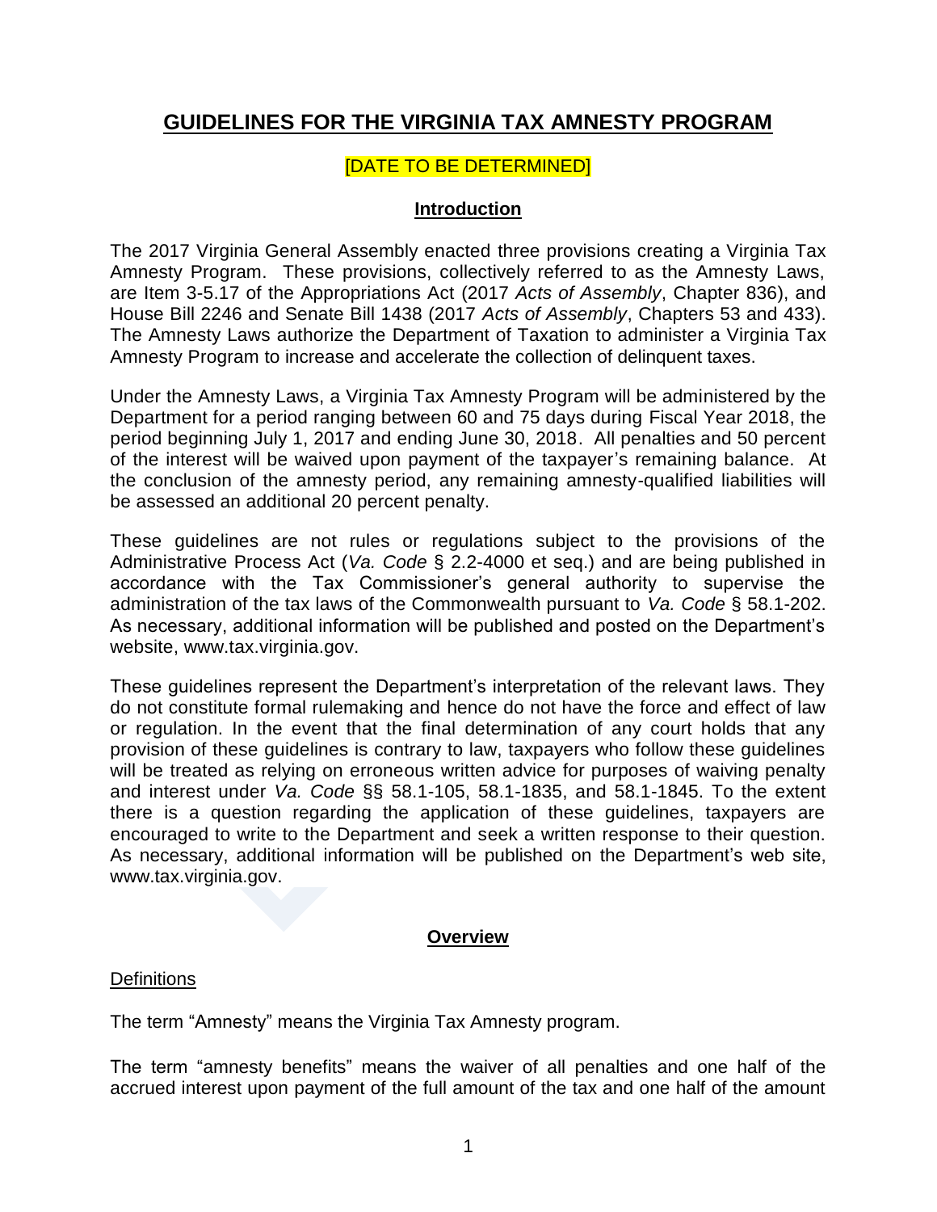# GUIDELINES FOR THE VIRGINIA TAX AMNESTY PROGRAM

[DATE TO BE DETERMINED]

## Introduction

The 2017 Virginia General Assembly enacted three provisions creating a Virginia Tax Amnesty Program. These provisions, collectively referred to as the Amnesty Laws, are Item 3-5.17 of the Appropriations Act (2017 *Acts of Assembly*, Chapter 836), and House Bill 2246 and Senate Bill 1438 (2017 *Acts of Assembly*, Chapters 53 and 433). The Amnesty Laws authorize the Department of Taxation to administer a Virginia Tax Amnesty Program to increase and accelerate the collection of delinquent taxes.

Under the Amnesty Laws, a Virginia Tax Amnesty Program will be administered by the Department for a period ranging between 60 and 75 days during Fiscal Year 2018, the period beginning July 1, 2017 and ending June 30, 2018. All penalties and 50 percent of the interest will be waived upon payment of the taxpayer's remaining balance. At the conclusion of the amnesty period, any remaining amnesty-qualified liabilities will be assessed an additional 20 percent penalty.

These guidelines are not rules or regulations subject to the provisions of the Administrative Process Act (*Va. Code* § 2.2-4000 et seq.) and are being published in accordance with the Tax Commissioner's general authority to supervise the administration of the tax laws of the Commonwealth pursuant to *Va. Code* § 58.1-202. As necessary, additional information will be published and posted on the Department's website, www.tax.virginia.gov.

These guidelines represent the Department's interpretation of the relevant laws. They do not constitute formal rulemaking and hence do not have the force and effect of law or regulation. In the event that the final determination of any court holds that any provision of these guidelines is contrary to law, taxpayers who follow these guidelines will be treated as relying on erroneous written advice for purposes of waiving penalty and interest under *Va. Code* §§ 58.1-105, 58.1-1835, and 58.1-1845. To the extent there is a question regarding the application of these guidelines, taxpayers are encouraged to write to the Department and seek a written response to their question. As necessary, additional information will be published on the Department's web site, www.tax.virginia.gov.

## Overview

### Definitions

The term "Amnesty" means the Virginia Tax Amnesty program.

The term "amnesty benefits" means the waiver of all penalties and one half of the accrued interest upon payment of the full amount of the tax and one half of the amount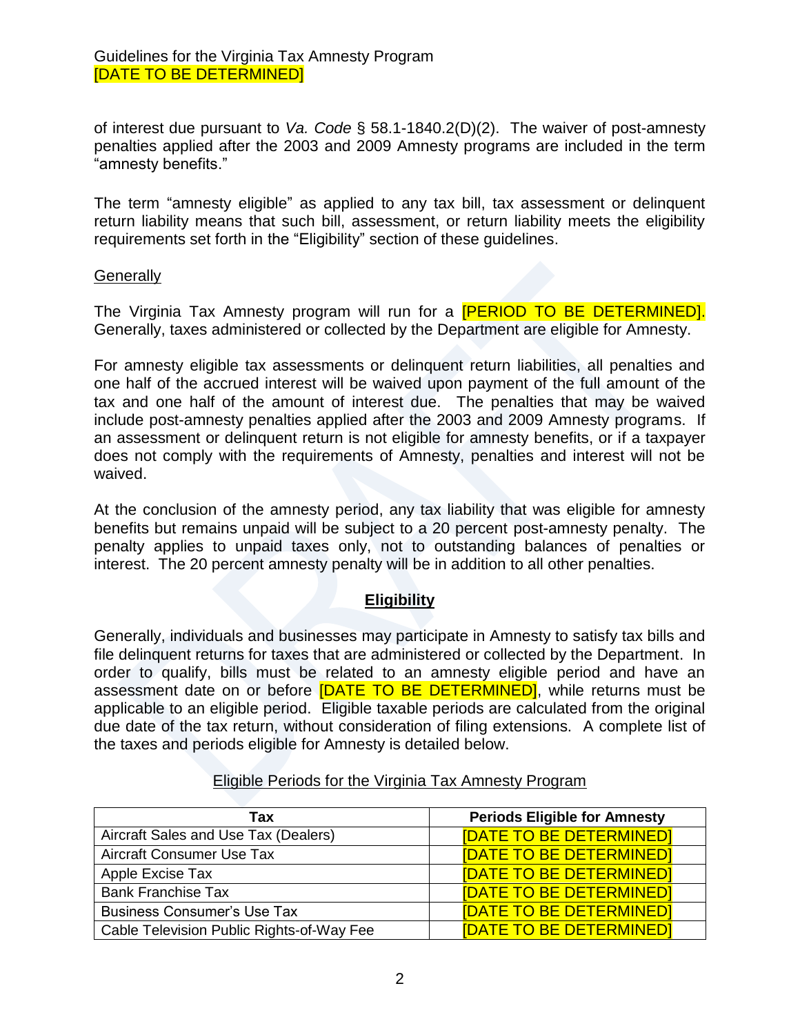of interest due pursuant to *Va. Code* § 58.1-1840.2(D)(2). The waiver of post-amnesty penalties applied after the 2003 and 2009 Amnesty programs are included in the term "amnesty benefits."

The term "amnesty eligible" as applied to any tax bill, tax assessment or delinquent return liability means that such bill, assessment, or return liability meets the eligibility requirements set forth in the "Eligibility" section of these guidelines.

Generally

The Virginia Tax Amnesty program will run for a [PERIOD TO BE DETERMINED]. Generally, taxes administered or collected by the Department are eligible for Amnesty.

For amnesty eligible tax assessments or delinquent return liabilities, all penalties and one half of the accrued interest will be waived upon payment of the full amount of the tax and one half of the amount of interest due. The penalties that may be waived include post-amnesty penalties applied after the 2003 and 2009 Amnesty programs. If an assessment or delinquent return is not eligible for amnesty benefits, or if a taxpayer does not comply with the requirements of Amnesty, penalties and interest will not be waived.

At the conclusion of the amnesty period, any tax liability that was eligible for amnesty benefits but remains unpaid will be subject to a 20 percent post-amnesty penalty. The penalty applies to unpaid taxes only, not to outstanding balances of penalties or interest. The 20 percent amnesty penalty will be in addition to all other penalties.

## Eligibility

Generally, individuals and businesses may participate in Amnesty to satisfy tax bills and file delinquent returns for taxes that are administered or collected by the Department. In order to qualify, bills must be related to an amnesty eligible period and have an assessment date on or before [DATE TO BE DETERMINED], while returns must be applicable to an eligible period. Eligible taxable periods are calculated from the original due date of the tax return, without consideration of filing extensions. A complete list of the taxes and periods eligible for Amnesty is detailed below.

Eligible Periods for the Virginia Tax Amnesty Program

| Tax | Periods Eligible for Amnesty |
|---|---|
| Aircraft Sales and Use Tax (Dealers) | [DATE TO BE DETERMINED] |
| Aircraft Consumer Use Tax | [DATE TO BE DETERMINED] |
| Apple Excise Tax | [DATE TO BE DETERMINED] |
| Bank Franchise Tax | [DATE TO BE DETERMINED] |
| Business Consumer's Use Tax | [DATE TO BE DETERMINED] |
| Cable Television Public Rights-of-Way Fee | [DATE TO BE DETERMINED] |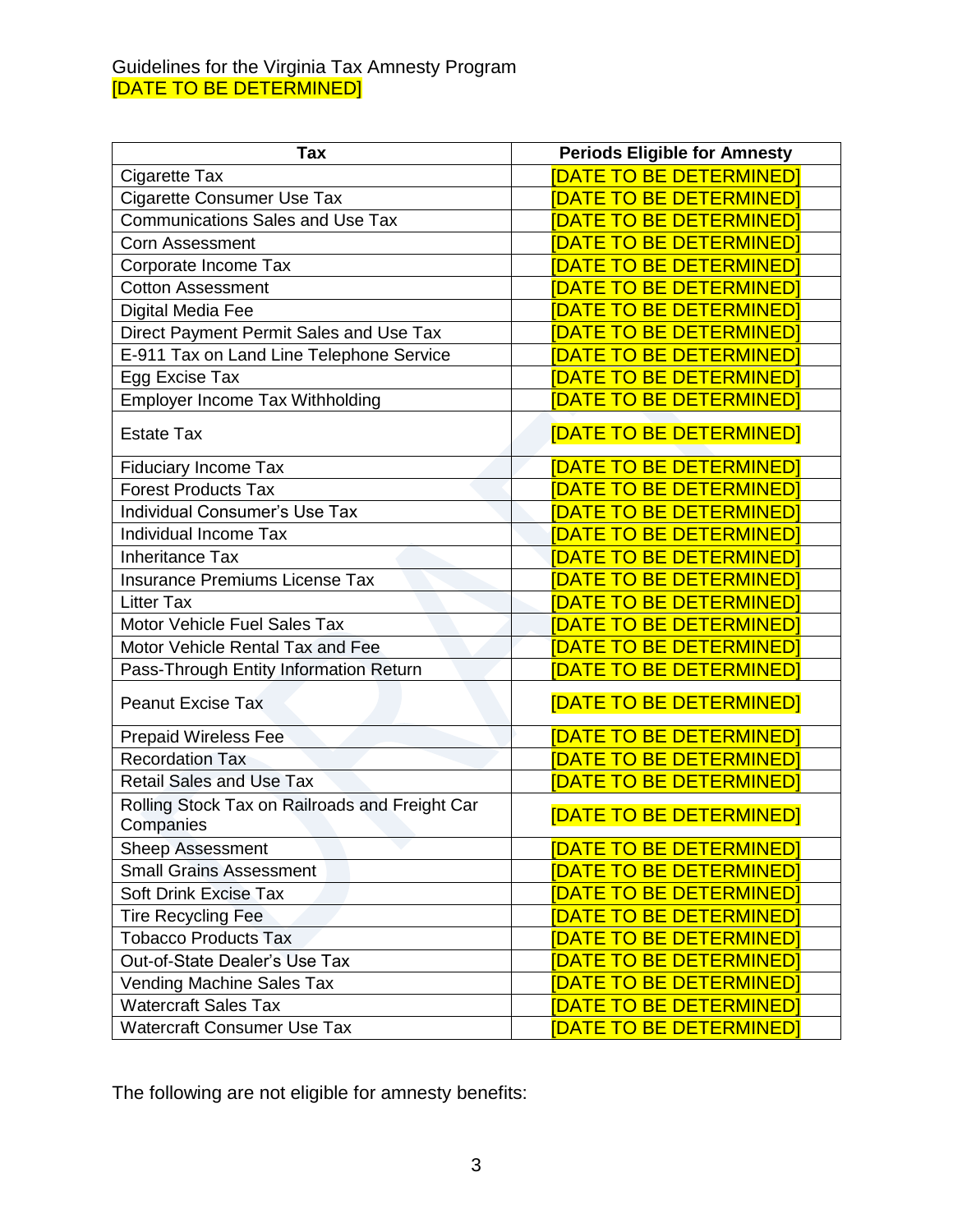| Tax | Periods Eligible for Amnesty |
|---|---|
| Cigarette Tax | [DATE TO BE DETERMINED] |
| Cigarette Consumer Use Tax | [DATE TO BE DETERMINED] |
| Communications Sales and Use Tax | [DATE TO BE DETERMINED] |
| Corn Assessment | [DATE TO BE DETERMINED] |
| Corporate Income Tax | [DATE TO BE DETERMINED] |
| Cotton Assessment | [DATE TO BE DETERMINED] |
| Digital Media Fee | [DATE TO BE DETERMINED] |
| Direct Payment Permit Sales and Use Tax | [DATE TO BE DETERMINED] |
| E-911 Tax on Land Line Telephone Service | [DATE TO BE DETERMINED] |
| Egg Excise Tax | [DATE TO BE DETERMINED] |
| Employer Income Tax Withholding | [DATE TO BE DETERMINED] |
| Estate Tax | [DATE TO BE DETERMINED] |
| Fiduciary Income Tax | [DATE TO BE DETERMINED] |
| Forest Products Tax | [DATE TO BE DETERMINED] |
| Individual Consumer's Use Tax | [DATE TO BE DETERMINED] |
| Individual Income Tax | [DATE TO BE DETERMINED] |
| Inheritance Tax | [DATE TO BE DETERMINED] |
| Insurance Premiums License Tax | [DATE TO BE DETERMINED] |
| Litter Tax | [DATE TO BE DETERMINED] |
| Motor Vehicle Fuel Sales Tax | [DATE TO BE DETERMINED] |
| Motor Vehicle Rental Tax and Fee | [DATE TO BE DETERMINED] |
| Pass-Through Entity Information Return | [DATE TO BE DETERMINED] |
| Peanut Excise Tax | [DATE TO BE DETERMINED] |
| Prepaid Wireless Fee | [DATE TO BE DETERMINED] |
| Recordation Tax | [DATE TO BE DETERMINED] |
| Retail Sales and Use Tax | [DATE TO BE DETERMINED] |
| Rolling Stock Tax on Railroads and Freight Car Companies | [DATE TO BE DETERMINED] |
| Sheep Assessment | [DATE TO BE DETERMINED] |
| Small Grains Assessment | [DATE TO BE DETERMINED] |
| Soft Drink Excise Tax | [DATE TO BE DETERMINED] |
| Tire Recycling Fee | [DATE TO BE DETERMINED] |
| Tobacco Products Tax | [DATE TO BE DETERMINED] |
| Out-of-State Dealer's Use Tax | [DATE TO BE DETERMINED] |
| Vending Machine Sales Tax | [DATE TO BE DETERMINED] |
| Watercraft Sales Tax | [DATE TO BE DETERMINED] |
| Watercraft Consumer Use Tax | [DATE TO BE DETERMINED] |

The following are not eligible for amnesty benefits: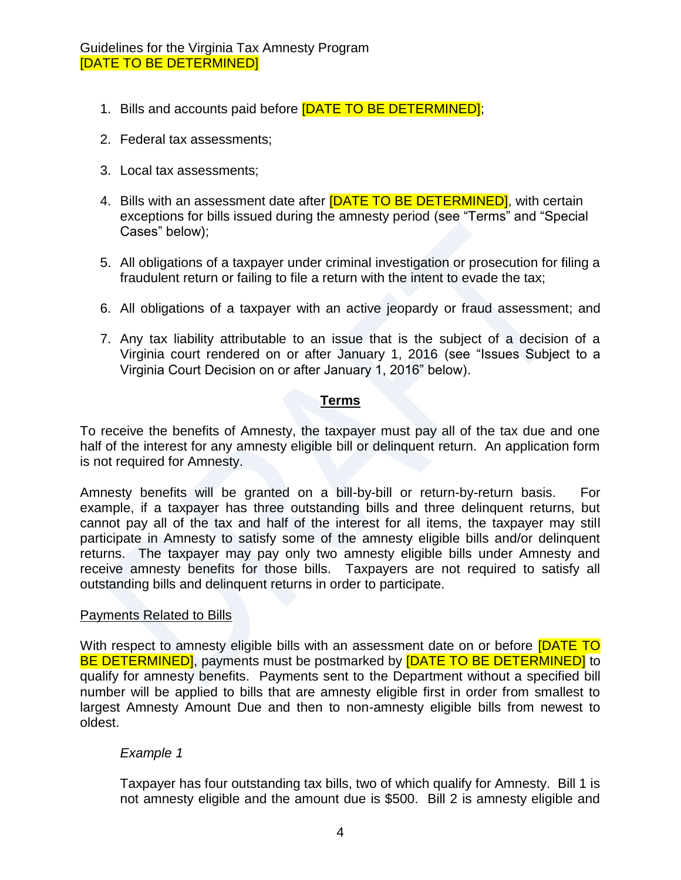1. Bills and accounts paid before [DATE TO BE DETERMINED];

2. Federal tax assessments;

3. Local tax assessments;

4. Bills with an assessment date after [DATE TO BE DETERMINED], with certain exceptions for bills issued during the amnesty period (see "Terms" and "Special Cases" below);

5. All obligations of a taxpayer under criminal investigation or prosecution for filing a fraudulent return or failing to file a return with the intent to evade the tax;

6. All obligations of a taxpayer with an active jeopardy or fraud assessment; and

7. Any tax liability attributable to an issue that is the subject of a decision of a Virginia court rendered on or after January 1, 2016 (see "Issues Subject to a Virginia Court Decision on or after January 1, 2016" below).

## Terms

To receive the benefits of Amnesty, the taxpayer must pay all of the tax due and one half of the interest for any amnesty eligible bill or delinquent return. An application form is not required for Amnesty.

Amnesty benefits will be granted on a bill-by-bill or return-by-return basis. For example, if a taxpayer has three outstanding bills and three delinquent returns, but cannot pay all of the tax and half of the interest for all items, the taxpayer may still participate in Amnesty to satisfy some of the amnesty eligible bills and/or delinquent returns. The taxpayer may pay only two amnesty eligible bills under Amnesty and receive amnesty benefits for those bills. Taxpayers are not required to satisfy all outstanding bills and delinquent returns in order to participate.

### Payments Related to Bills

With respect to amnesty eligible bills with an assessment date on or before [DATE TO BE DETERMINED], payments must be postmarked by [DATE TO BE DETERMINED] to qualify for amnesty benefits. Payments sent to the Department without a specified bill number will be applied to bills that are amnesty eligible first in order from smallest to largest Amnesty Amount Due and then to non-amnesty eligible bills from newest to oldest.

*Example 1*

Taxpayer has four outstanding tax bills, two of which qualify for Amnesty. Bill 1 is not amnesty eligible and the amount due is $500. Bill 2 is amnesty eligible and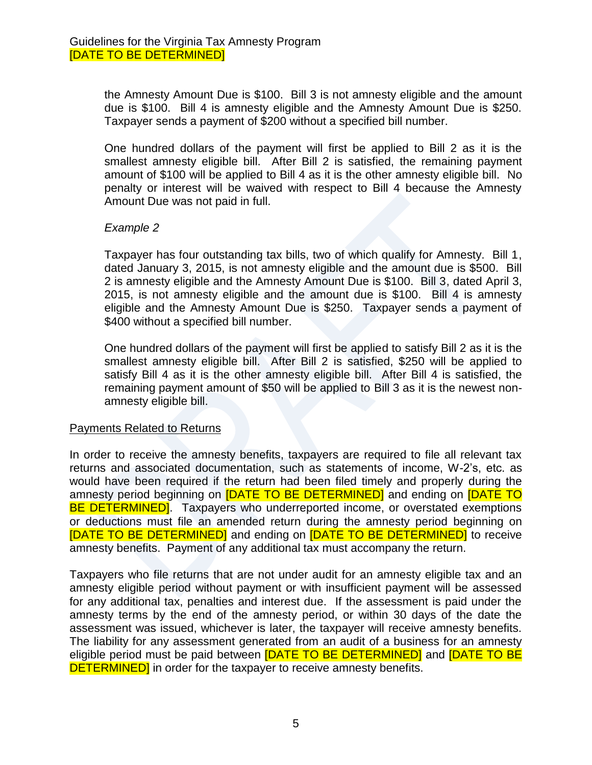the Amnesty Amount Due is $100. Bill 3 is not amnesty eligible and the amount due is $100. Bill 4 is amnesty eligible and the Amnesty Amount Due is $250. Taxpayer sends a payment of $200 without a specified bill number.

One hundred dollars of the payment will first be applied to Bill 2 as it is the smallest amnesty eligible bill. After Bill 2 is satisfied, the remaining payment amount of $100 will be applied to Bill 4 as it is the other amnesty eligible bill. No penalty or interest will be waived with respect to Bill 4 because the Amnesty Amount Due was not paid in full.

*Example 2*

Taxpayer has four outstanding tax bills, two of which qualify for Amnesty. Bill 1, dated January 3, 2015, is not amnesty eligible and the amount due is $500. Bill 2 is amnesty eligible and the Amnesty Amount Due is $100. Bill 3, dated April 3, 2015, is not amnesty eligible and the amount due is $100. Bill 4 is amnesty eligible and the Amnesty Amount Due is $250. Taxpayer sends a payment of $400 without a specified bill number.

One hundred dollars of the payment will first be applied to satisfy Bill 2 as it is the smallest amnesty eligible bill. After Bill 2 is satisfied, $250 will be applied to satisfy Bill 4 as it is the other amnesty eligible bill. After Bill 4 is satisfied, the remaining payment amount of $50 will be applied to Bill 3 as it is the newest non-amnesty eligible bill.

Payments Related to Returns

In order to receive the amnesty benefits, taxpayers are required to file all relevant tax returns and associated documentation, such as statements of income, W-2's, etc. as would have been required if the return had been filed timely and properly during the amnesty period beginning on [DATE TO BE DETERMINED] and ending on [DATE TO BE DETERMINED]. Taxpayers who underreported income, or overstated exemptions or deductions must file an amended return during the amnesty period beginning on [DATE TO BE DETERMINED] and ending on [DATE TO BE DETERMINED] to receive amnesty benefits. Payment of any additional tax must accompany the return.

Taxpayers who file returns that are not under audit for an amnesty eligible tax and an amnesty eligible period without payment or with insufficient payment will be assessed for any additional tax, penalties and interest due. If the assessment is paid under the amnesty terms by the end of the amnesty period, or within 30 days of the date the assessment was issued, whichever is later, the taxpayer will receive amnesty benefits. The liability for any assessment generated from an audit of a business for an amnesty eligible period must be paid between [DATE TO BE DETERMINED] and [DATE TO BE DETERMINED] in order for the taxpayer to receive amnesty benefits.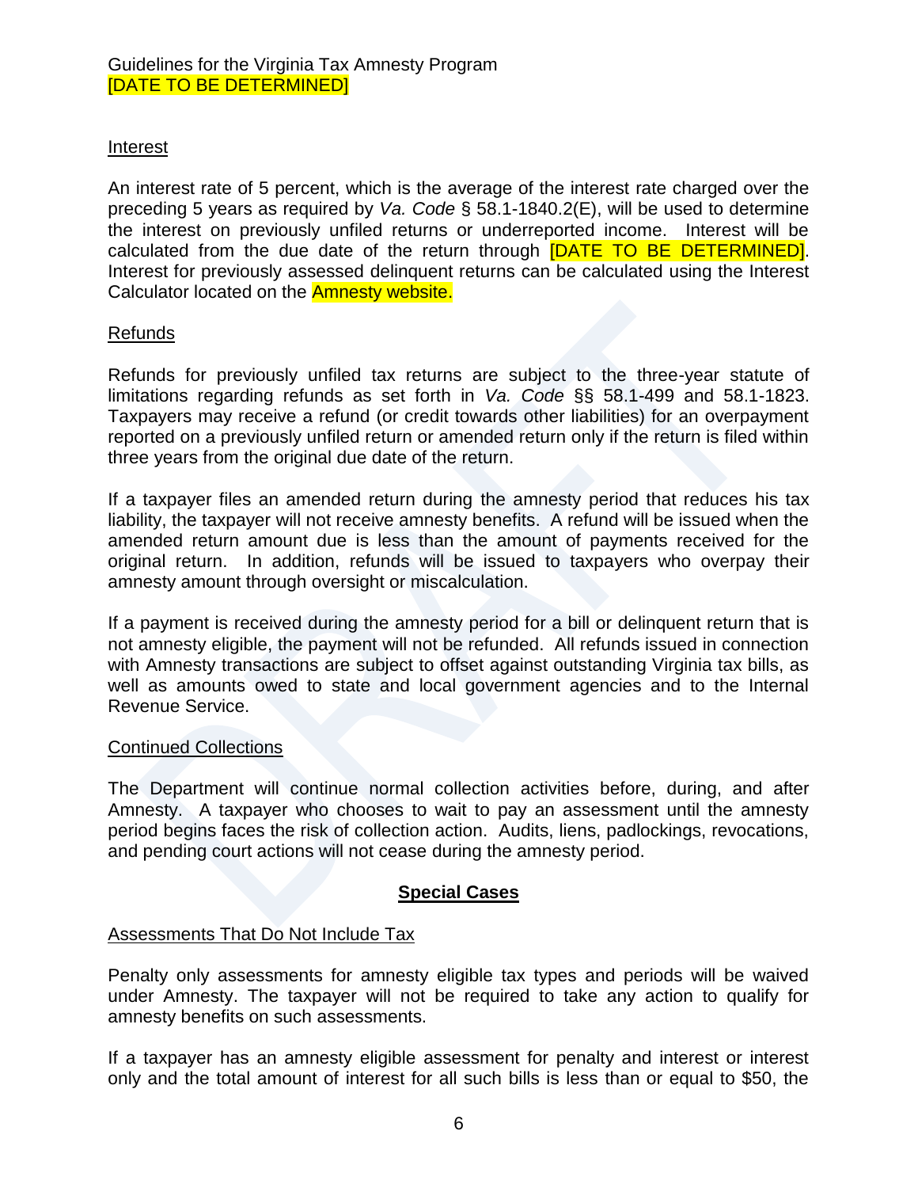Interest

An interest rate of 5 percent, which is the average of the interest rate charged over the preceding 5 years as required by *Va. Code* § 58.1-1840.2(E), will be used to determine the interest on previously unfiled returns or underreported income. Interest will be calculated from the due date of the return through [DATE TO BE DETERMINED]. Interest for previously assessed delinquent returns can be calculated using the Interest Calculator located on the Amnesty website.

Refunds

Refunds for previously unfiled tax returns are subject to the three-year statute of limitations regarding refunds as set forth in *Va. Code* §§ 58.1-499 and 58.1-1823. Taxpayers may receive a refund (or credit towards other liabilities) for an overpayment reported on a previously unfiled return or amended return only if the return is filed within three years from the original due date of the return.

If a taxpayer files an amended return during the amnesty period that reduces his tax liability, the taxpayer will not receive amnesty benefits. A refund will be issued when the amended return amount due is less than the amount of payments received for the original return. In addition, refunds will be issued to taxpayers who overpay their amnesty amount through oversight or miscalculation.

If a payment is received during the amnesty period for a bill or delinquent return that is not amnesty eligible, the payment will not be refunded. All refunds issued in connection with Amnesty transactions are subject to offset against outstanding Virginia tax bills, as well as amounts owed to state and local government agencies and to the Internal Revenue Service.

Continued Collections

The Department will continue normal collection activities before, during, and after Amnesty. A taxpayer who chooses to wait to pay an assessment until the amnesty period begins faces the risk of collection action. Audits, liens, padlockings, revocations, and pending court actions will not cease during the amnesty period.

## Special Cases

Assessments That Do Not Include Tax

Penalty only assessments for amnesty eligible tax types and periods will be waived under Amnesty. The taxpayer will not be required to take any action to qualify for amnesty benefits on such assessments.

If a taxpayer has an amnesty eligible assessment for penalty and interest or interest only and the total amount of interest for all such bills is less than or equal to $50, the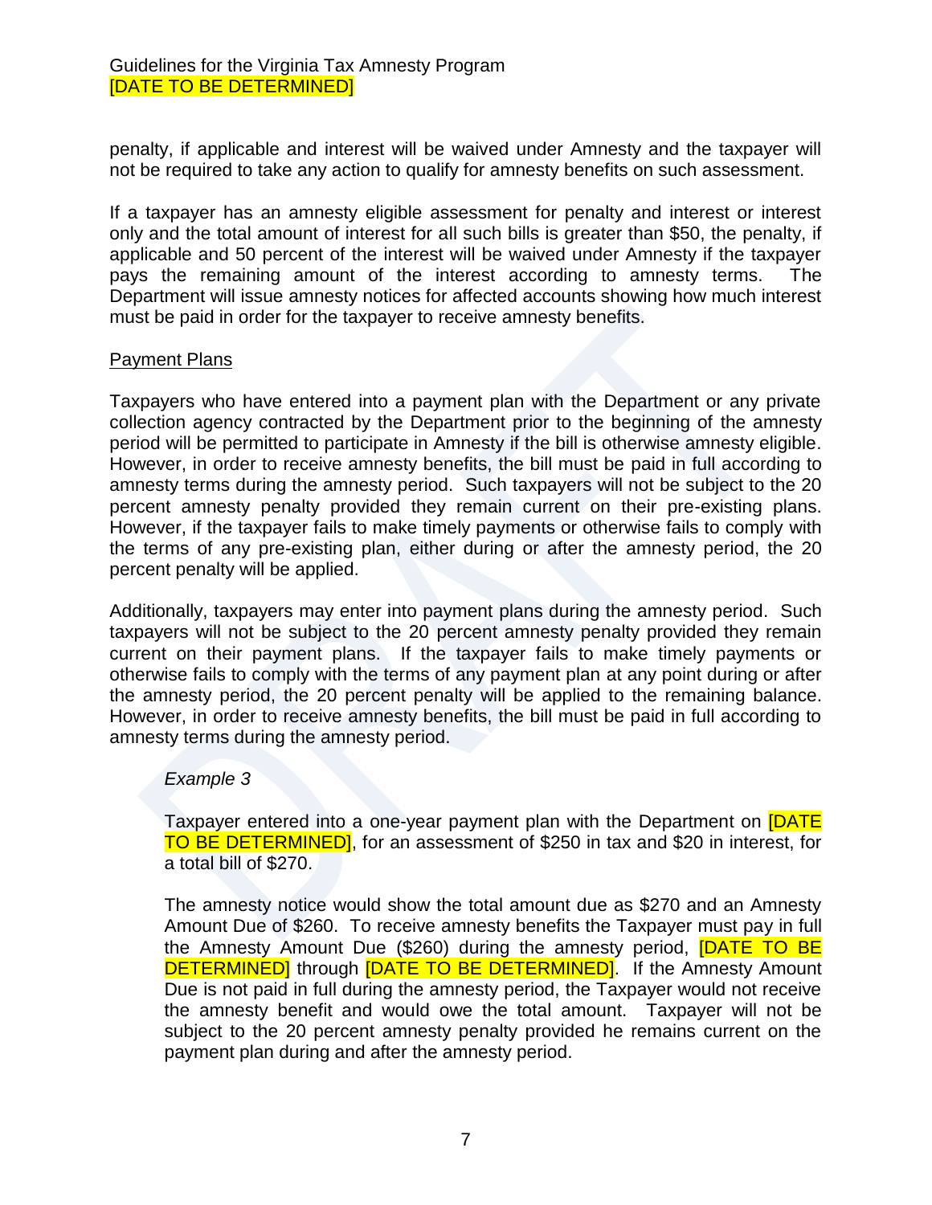penalty, if applicable and interest will be waived under Amnesty and the taxpayer will not be required to take any action to qualify for amnesty benefits on such assessment.

If a taxpayer has an amnesty eligible assessment for penalty and interest or interest only and the total amount of interest for all such bills is greater than $50, the penalty, if applicable and 50 percent of the interest will be waived under Amnesty if the taxpayer pays the remaining amount of the interest according to amnesty terms. The Department will issue amnesty notices for affected accounts showing how much interest must be paid in order for the taxpayer to receive amnesty benefits.

Payment Plans

Taxpayers who have entered into a payment plan with the Department or any private collection agency contracted by the Department prior to the beginning of the amnesty period will be permitted to participate in Amnesty if the bill is otherwise amnesty eligible. However, in order to receive amnesty benefits, the bill must be paid in full according to amnesty terms during the amnesty period. Such taxpayers will not be subject to the 20 percent amnesty penalty provided they remain current on their pre-existing plans. However, if the taxpayer fails to make timely payments or otherwise fails to comply with the terms of any pre-existing plan, either during or after the amnesty period, the 20 percent penalty will be applied.

Additionally, taxpayers may enter into payment plans during the amnesty period. Such taxpayers will not be subject to the 20 percent amnesty penalty provided they remain current on their payment plans. If the taxpayer fails to make timely payments or otherwise fails to comply with the terms of any payment plan at any point during or after the amnesty period, the 20 percent penalty will be applied to the remaining balance. However, in order to receive amnesty benefits, the bill must be paid in full according to amnesty terms during the amnesty period.

> *Example 3*
>
> Taxpayer entered into a one-year payment plan with the Department on [DATE TO BE DETERMINED], for an assessment of $250 in tax and $20 in interest, for a total bill of $270.
>
> The amnesty notice would show the total amount due as $270 and an Amnesty Amount Due of $260. To receive amnesty benefits the Taxpayer must pay in full the Amnesty Amount Due ($260) during the amnesty period, [DATE TO BE DETERMINED] through [DATE TO BE DETERMINED]. If the Amnesty Amount Due is not paid in full during the amnesty period, the Taxpayer would not receive the amnesty benefit and would owe the total amount. Taxpayer will not be subject to the 20 percent amnesty penalty provided he remains current on the payment plan during and after the amnesty period.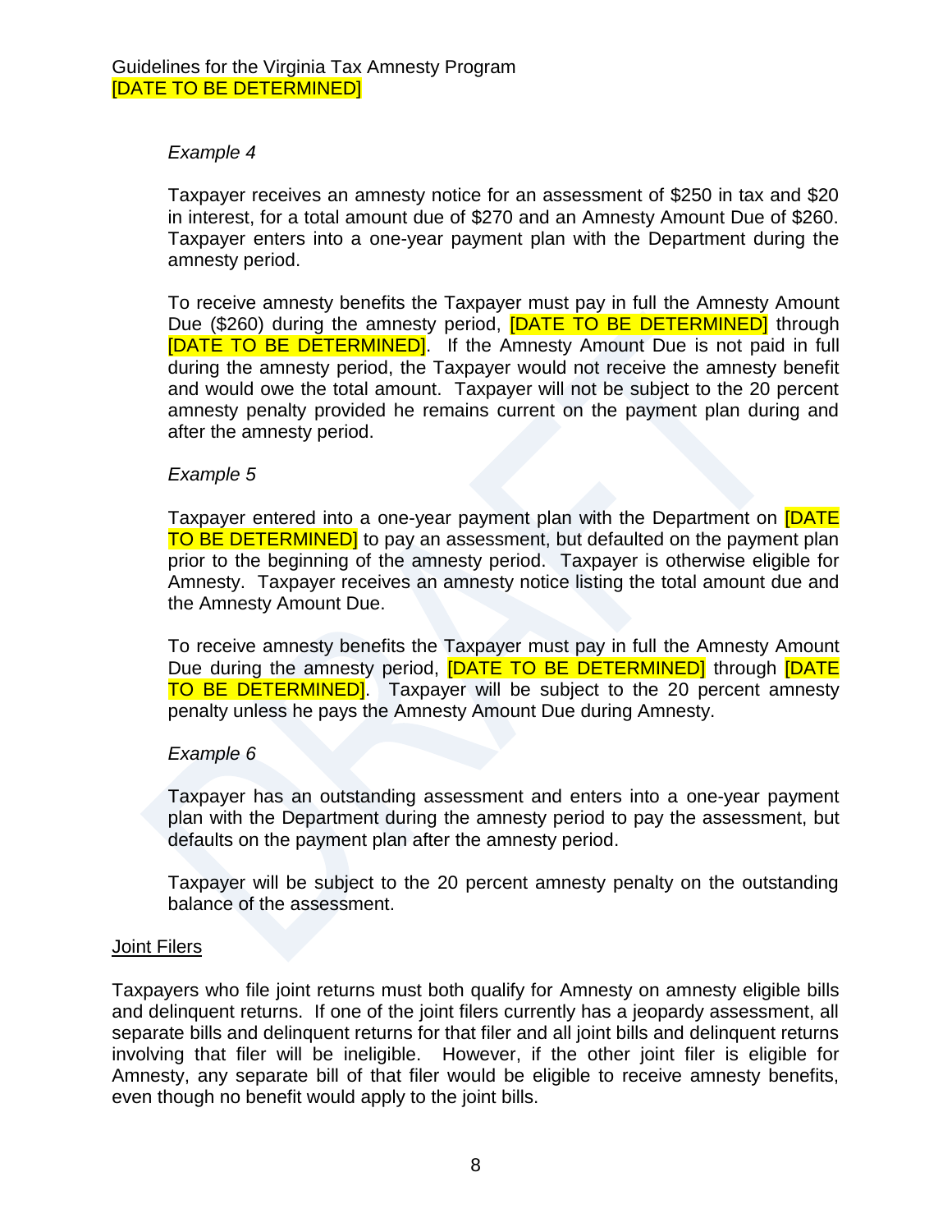*Example 4*

Taxpayer receives an amnesty notice for an assessment of $250 in tax and $20 in interest, for a total amount due of $270 and an Amnesty Amount Due of $260. Taxpayer enters into a one-year payment plan with the Department during the amnesty period.

To receive amnesty benefits the Taxpayer must pay in full the Amnesty Amount Due ($260) during the amnesty period, [DATE TO BE DETERMINED] through [DATE TO BE DETERMINED]. If the Amnesty Amount Due is not paid in full during the amnesty period, the Taxpayer would not receive the amnesty benefit and would owe the total amount. Taxpayer will not be subject to the 20 percent amnesty penalty provided he remains current on the payment plan during and after the amnesty period.

*Example 5*

Taxpayer entered into a one-year payment plan with the Department on [DATE TO BE DETERMINED] to pay an assessment, but defaulted on the payment plan prior to the beginning of the amnesty period. Taxpayer is otherwise eligible for Amnesty. Taxpayer receives an amnesty notice listing the total amount due and the Amnesty Amount Due.

To receive amnesty benefits the Taxpayer must pay in full the Amnesty Amount Due during the amnesty period, [DATE TO BE DETERMINED] through [DATE TO BE DETERMINED]. Taxpayer will be subject to the 20 percent amnesty penalty unless he pays the Amnesty Amount Due during Amnesty.

*Example 6*

Taxpayer has an outstanding assessment and enters into a one-year payment plan with the Department during the amnesty period to pay the assessment, but defaults on the payment plan after the amnesty period.

Taxpayer will be subject to the 20 percent amnesty penalty on the outstanding balance of the assessment.

<u>Joint Filers</u>

Taxpayers who file joint returns must both qualify for Amnesty on amnesty eligible bills and delinquent returns. If one of the joint filers currently has a jeopardy assessment, all separate bills and delinquent returns for that filer and all joint bills and delinquent returns involving that filer will be ineligible. However, if the other joint filer is eligible for Amnesty, any separate bill of that filer would be eligible to receive amnesty benefits, even though no benefit would apply to the joint bills.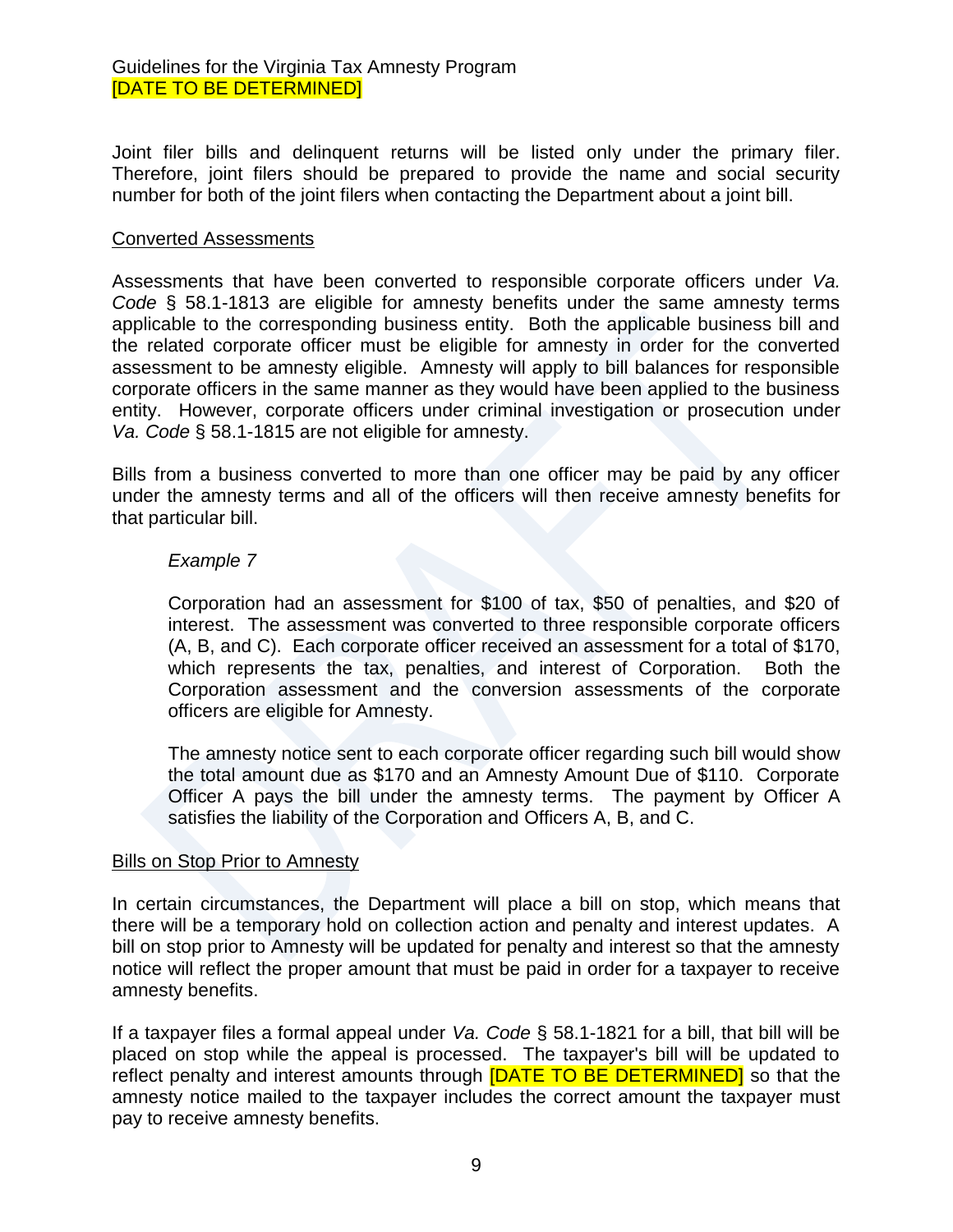Joint filer bills and delinquent returns will be listed only under the primary filer. Therefore, joint filers should be prepared to provide the name and social security number for both of the joint filers when contacting the Department about a joint bill.

Converted Assessments

Assessments that have been converted to responsible corporate officers under *Va. Code* § 58.1-1813 are eligible for amnesty benefits under the same amnesty terms applicable to the corresponding business entity. Both the applicable business bill and the related corporate officer must be eligible for amnesty in order for the converted assessment to be amnesty eligible. Amnesty will apply to bill balances for responsible corporate officers in the same manner as they would have been applied to the business entity. However, corporate officers under criminal investigation or prosecution under *Va. Code* § 58.1-1815 are not eligible for amnesty.

Bills from a business converted to more than one officer may be paid by any officer under the amnesty terms and all of the officers will then receive amnesty benefits for that particular bill.

> *Example 7*
>
> Corporation had an assessment for $100 of tax, $50 of penalties, and $20 of interest. The assessment was converted to three responsible corporate officers (A, B, and C). Each corporate officer received an assessment for a total of $170, which represents the tax, penalties, and interest of Corporation. Both the Corporation assessment and the conversion assessments of the corporate officers are eligible for Amnesty.
>
> The amnesty notice sent to each corporate officer regarding such bill would show the total amount due as $170 and an Amnesty Amount Due of $110. Corporate Officer A pays the bill under the amnesty terms. The payment by Officer A satisfies the liability of the Corporation and Officers A, B, and C.

Bills on Stop Prior to Amnesty

In certain circumstances, the Department will place a bill on stop, which means that there will be a temporary hold on collection action and penalty and interest updates. A bill on stop prior to Amnesty will be updated for penalty and interest so that the amnesty notice will reflect the proper amount that must be paid in order for a taxpayer to receive amnesty benefits.

If a taxpayer files a formal appeal under *Va. Code* § 58.1-1821 for a bill, that bill will be placed on stop while the appeal is processed. The taxpayer's bill will be updated to reflect penalty and interest amounts through [DATE TO BE DETERMINED] so that the amnesty notice mailed to the taxpayer includes the correct amount the taxpayer must pay to receive amnesty benefits.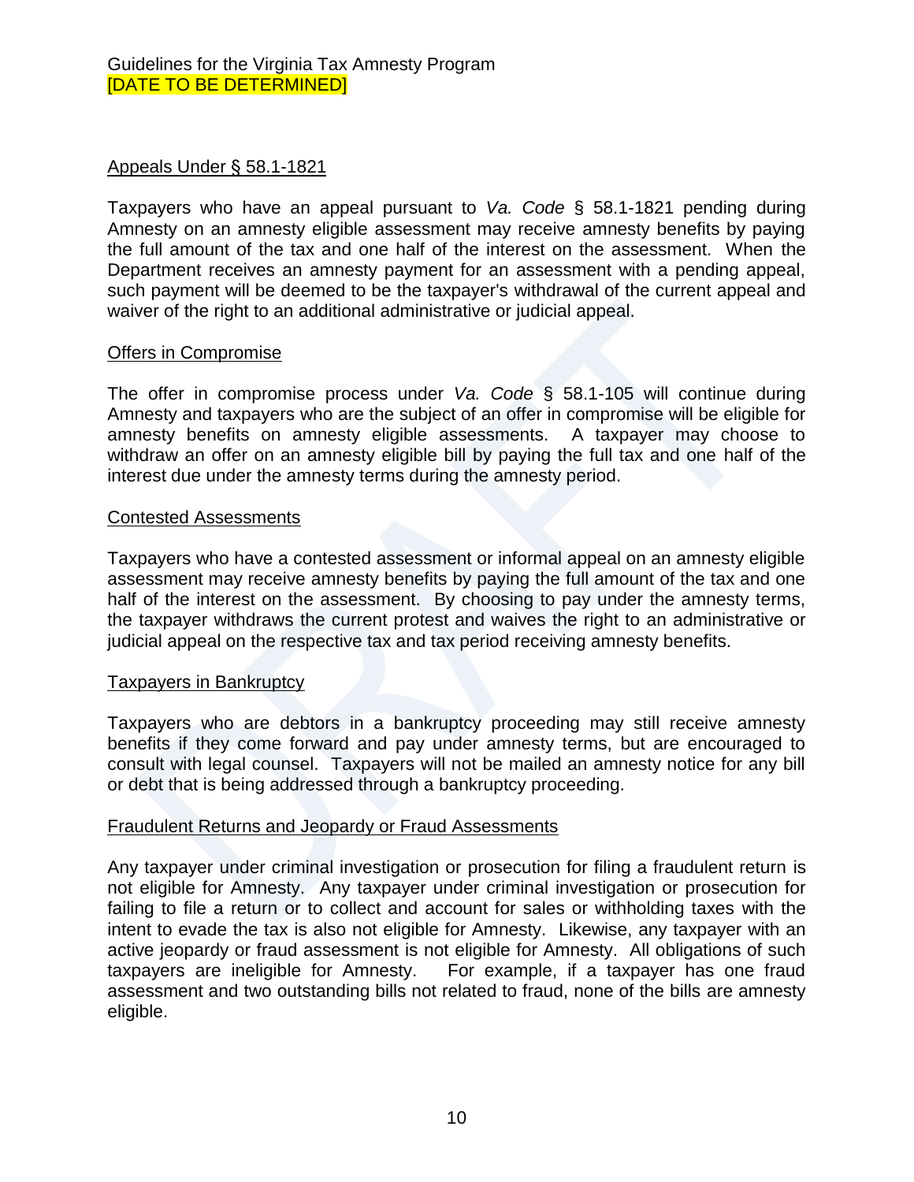## Appeals Under § 58.1-1821

Taxpayers who have an appeal pursuant to *Va. Code* § 58.1-1821 pending during Amnesty on an amnesty eligible assessment may receive amnesty benefits by paying the full amount of the tax and one half of the interest on the assessment. When the Department receives an amnesty payment for an assessment with a pending appeal, such payment will be deemed to be the taxpayer's withdrawal of the current appeal and waiver of the right to an additional administrative or judicial appeal.

## Offers in Compromise

The offer in compromise process under *Va. Code* § 58.1-105 will continue during Amnesty and taxpayers who are the subject of an offer in compromise will be eligible for amnesty benefits on amnesty eligible assessments. A taxpayer may choose to withdraw an offer on an amnesty eligible bill by paying the full tax and one half of the interest due under the amnesty terms during the amnesty period.

## Contested Assessments

Taxpayers who have a contested assessment or informal appeal on an amnesty eligible assessment may receive amnesty benefits by paying the full amount of the tax and one half of the interest on the assessment. By choosing to pay under the amnesty terms, the taxpayer withdraws the current protest and waives the right to an administrative or judicial appeal on the respective tax and tax period receiving amnesty benefits.

## Taxpayers in Bankruptcy

Taxpayers who are debtors in a bankruptcy proceeding may still receive amnesty benefits if they come forward and pay under amnesty terms, but are encouraged to consult with legal counsel. Taxpayers will not be mailed an amnesty notice for any bill or debt that is being addressed through a bankruptcy proceeding.

## Fraudulent Returns and Jeopardy or Fraud Assessments

Any taxpayer under criminal investigation or prosecution for filing a fraudulent return is not eligible for Amnesty. Any taxpayer under criminal investigation or prosecution for failing to file a return or to collect and account for sales or withholding taxes with the intent to evade the tax is also not eligible for Amnesty. Likewise, any taxpayer with an active jeopardy or fraud assessment is not eligible for Amnesty. All obligations of such taxpayers are ineligible for Amnesty. For example, if a taxpayer has one fraud assessment and two outstanding bills not related to fraud, none of the bills are amnesty eligible.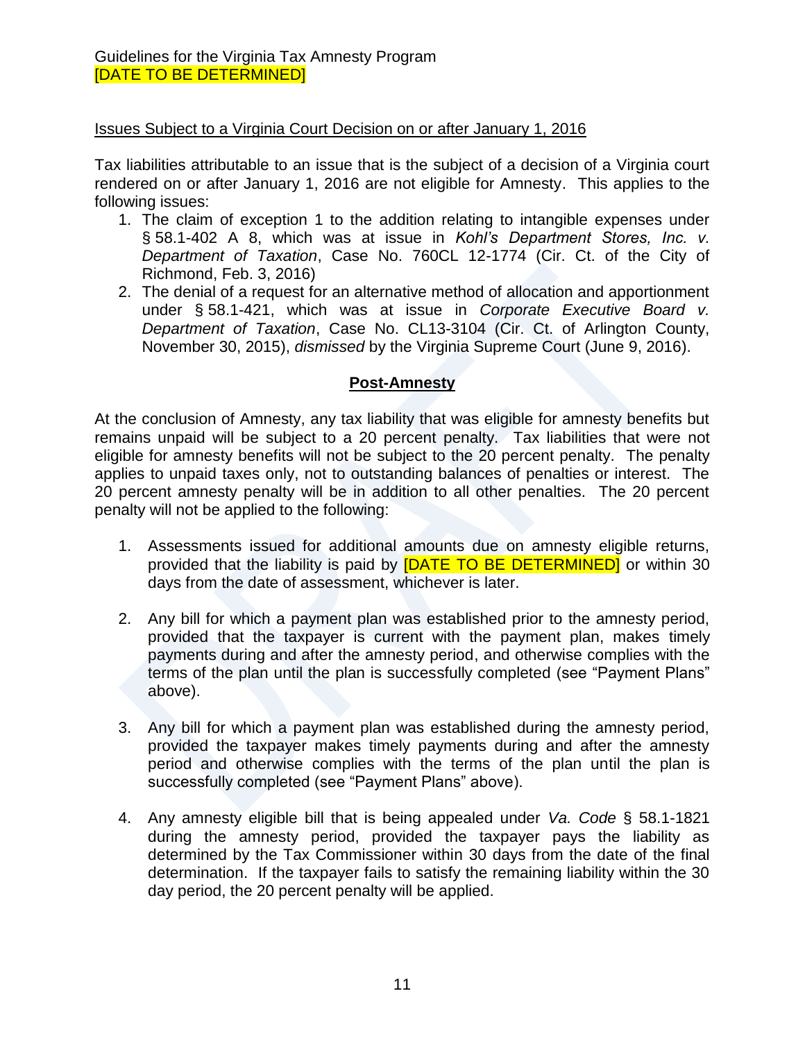Issues Subject to a Virginia Court Decision on or after January 1, 2016

Tax liabilities attributable to an issue that is the subject of a decision of a Virginia court rendered on or after January 1, 2016 are not eligible for Amnesty. This applies to the following issues:

1. The claim of exception 1 to the addition relating to intangible expenses under § 58.1-402 A 8, which was at issue in *Kohl's Department Stores, Inc. v. Department of Taxation*, Case No. 760CL 12-1774 (Cir. Ct. of the City of Richmond, Feb. 3, 2016)
2. The denial of a request for an alternative method of allocation and apportionment under § 58.1-421, which was at issue in *Corporate Executive Board v. Department of Taxation*, Case No. CL13-3104 (Cir. Ct. of Arlington County, November 30, 2015), *dismissed* by the Virginia Supreme Court (June 9, 2016).

## Post-Amnesty

At the conclusion of Amnesty, any tax liability that was eligible for amnesty benefits but remains unpaid will be subject to a 20 percent penalty. Tax liabilities that were not eligible for amnesty benefits will not be subject to the 20 percent penalty. The penalty applies to unpaid taxes only, not to outstanding balances of penalties or interest. The 20 percent amnesty penalty will be in addition to all other penalties. The 20 percent penalty will not be applied to the following:

1. Assessments issued for additional amounts due on amnesty eligible returns, provided that the liability is paid by [DATE TO BE DETERMINED] or within 30 days from the date of assessment, whichever is later.

2. Any bill for which a payment plan was established prior to the amnesty period, provided that the taxpayer is current with the payment plan, makes timely payments during and after the amnesty period, and otherwise complies with the terms of the plan until the plan is successfully completed (see "Payment Plans" above).

3. Any bill for which a payment plan was established during the amnesty period, provided the taxpayer makes timely payments during and after the amnesty period and otherwise complies with the terms of the plan until the plan is successfully completed (see "Payment Plans" above).

4. Any amnesty eligible bill that is being appealed under *Va. Code* § 58.1-1821 during the amnesty period, provided the taxpayer pays the liability as determined by the Tax Commissioner within 30 days from the date of the final determination. If the taxpayer fails to satisfy the remaining liability within the 30 day period, the 20 percent penalty will be applied.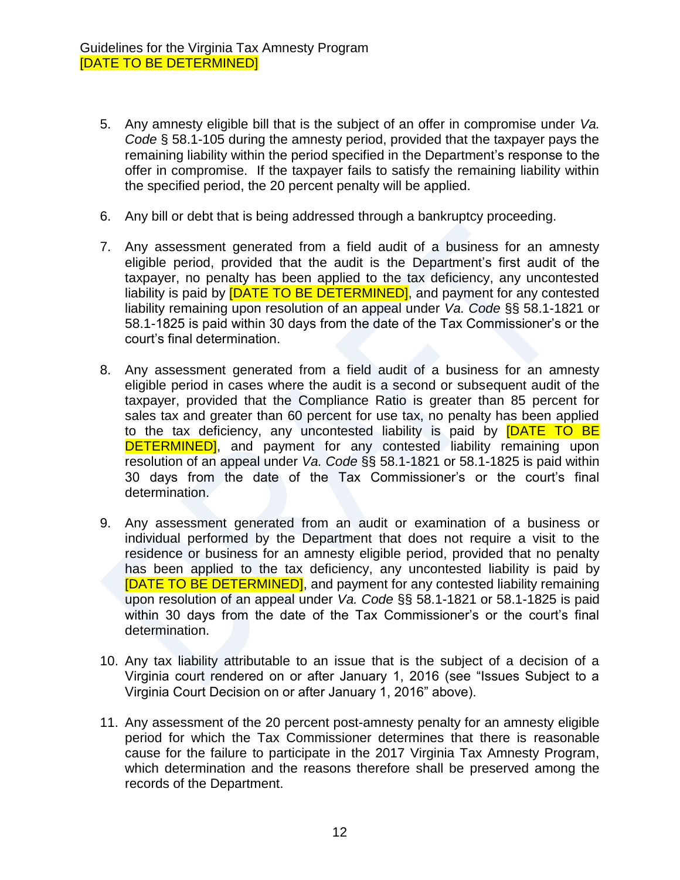5. Any amnesty eligible bill that is the subject of an offer in compromise under *Va. Code* § 58.1-105 during the amnesty period, provided that the taxpayer pays the remaining liability within the period specified in the Department's response to the offer in compromise. If the taxpayer fails to satisfy the remaining liability within the specified period, the 20 percent penalty will be applied.

6. Any bill or debt that is being addressed through a bankruptcy proceeding.

7. Any assessment generated from a field audit of a business for an amnesty eligible period, provided that the audit is the Department's first audit of the taxpayer, no penalty has been applied to the tax deficiency, any uncontested liability is paid by [DATE TO BE DETERMINED], and payment for any contested liability remaining upon resolution of an appeal under *Va. Code* §§ 58.1-1821 or 58.1-1825 is paid within 30 days from the date of the Tax Commissioner's or the court's final determination.

8. Any assessment generated from a field audit of a business for an amnesty eligible period in cases where the audit is a second or subsequent audit of the taxpayer, provided that the Compliance Ratio is greater than 85 percent for sales tax and greater than 60 percent for use tax, no penalty has been applied to the tax deficiency, any uncontested liability is paid by [DATE TO BE DETERMINED], and payment for any contested liability remaining upon resolution of an appeal under *Va. Code* §§ 58.1-1821 or 58.1-1825 is paid within 30 days from the date of the Tax Commissioner's or the court's final determination.

9. Any assessment generated from an audit or examination of a business or individual performed by the Department that does not require a visit to the residence or business for an amnesty eligible period, provided that no penalty has been applied to the tax deficiency, any uncontested liability is paid by [DATE TO BE DETERMINED], and payment for any contested liability remaining upon resolution of an appeal under *Va. Code* §§ 58.1-1821 or 58.1-1825 is paid within 30 days from the date of the Tax Commissioner's or the court's final determination.

10. Any tax liability attributable to an issue that is the subject of a decision of a Virginia court rendered on or after January 1, 2016 (see "Issues Subject to a Virginia Court Decision on or after January 1, 2016" above).

11. Any assessment of the 20 percent post-amnesty penalty for an amnesty eligible period for which the Tax Commissioner determines that there is reasonable cause for the failure to participate in the 2017 Virginia Tax Amnesty Program, which determination and the reasons therefore shall be preserved among the records of the Department.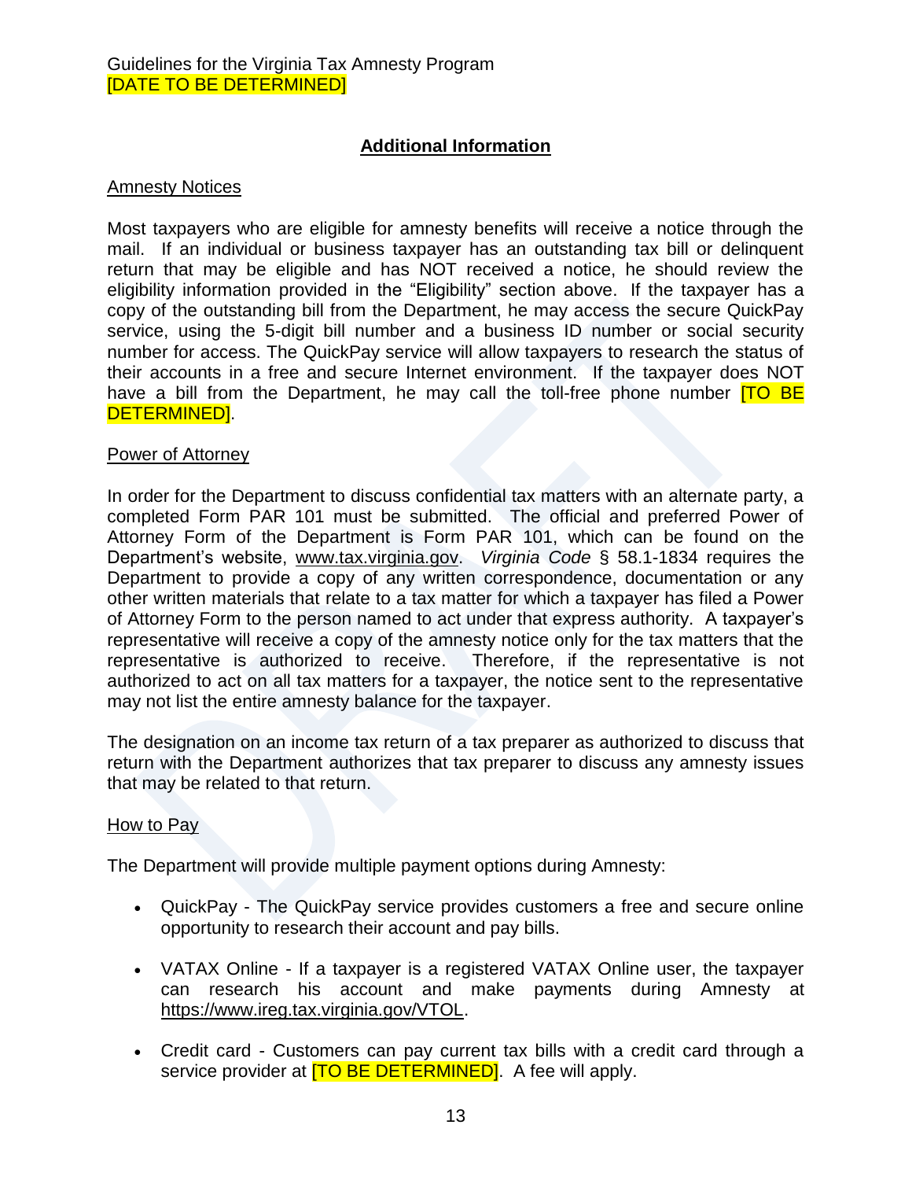## Additional Information

### Amnesty Notices

Most taxpayers who are eligible for amnesty benefits will receive a notice through the mail. If an individual or business taxpayer has an outstanding tax bill or delinquent return that may be eligible and has NOT received a notice, he should review the eligibility information provided in the "Eligibility" section above. If the taxpayer has a copy of the outstanding bill from the Department, he may access the secure QuickPay service, using the 5-digit bill number and a business ID number or social security number for access. The QuickPay service will allow taxpayers to research the status of their accounts in a free and secure Internet environment. If the taxpayer does NOT have a bill from the Department, he may call the toll-free phone number [TO BE DETERMINED].

### Power of Attorney

In order for the Department to discuss confidential tax matters with an alternate party, a completed Form PAR 101 must be submitted. The official and preferred Power of Attorney Form of the Department is Form PAR 101, which can be found on the Department's website, www.tax.virginia.gov. *Virginia Code* § 58.1-1834 requires the Department to provide a copy of any written correspondence, documentation or any other written materials that relate to a tax matter for which a taxpayer has filed a Power of Attorney Form to the person named to act under that express authority. A taxpayer's representative will receive a copy of the amnesty notice only for the tax matters that the representative is authorized to receive. Therefore, if the representative is not authorized to act on all tax matters for a taxpayer, the notice sent to the representative may not list the entire amnesty balance for the taxpayer.

The designation on an income tax return of a tax preparer as authorized to discuss that return with the Department authorizes that tax preparer to discuss any amnesty issues that may be related to that return.

### How to Pay

The Department will provide multiple payment options during Amnesty:

- QuickPay - The QuickPay service provides customers a free and secure online opportunity to research their account and pay bills.
- VATAX Online - If a taxpayer is a registered VATAX Online user, the taxpayer can research his account and make payments during Amnesty at https://www.ireg.tax.virginia.gov/VTOL.
- Credit card - Customers can pay current tax bills with a credit card through a service provider at [TO BE DETERMINED]. A fee will apply.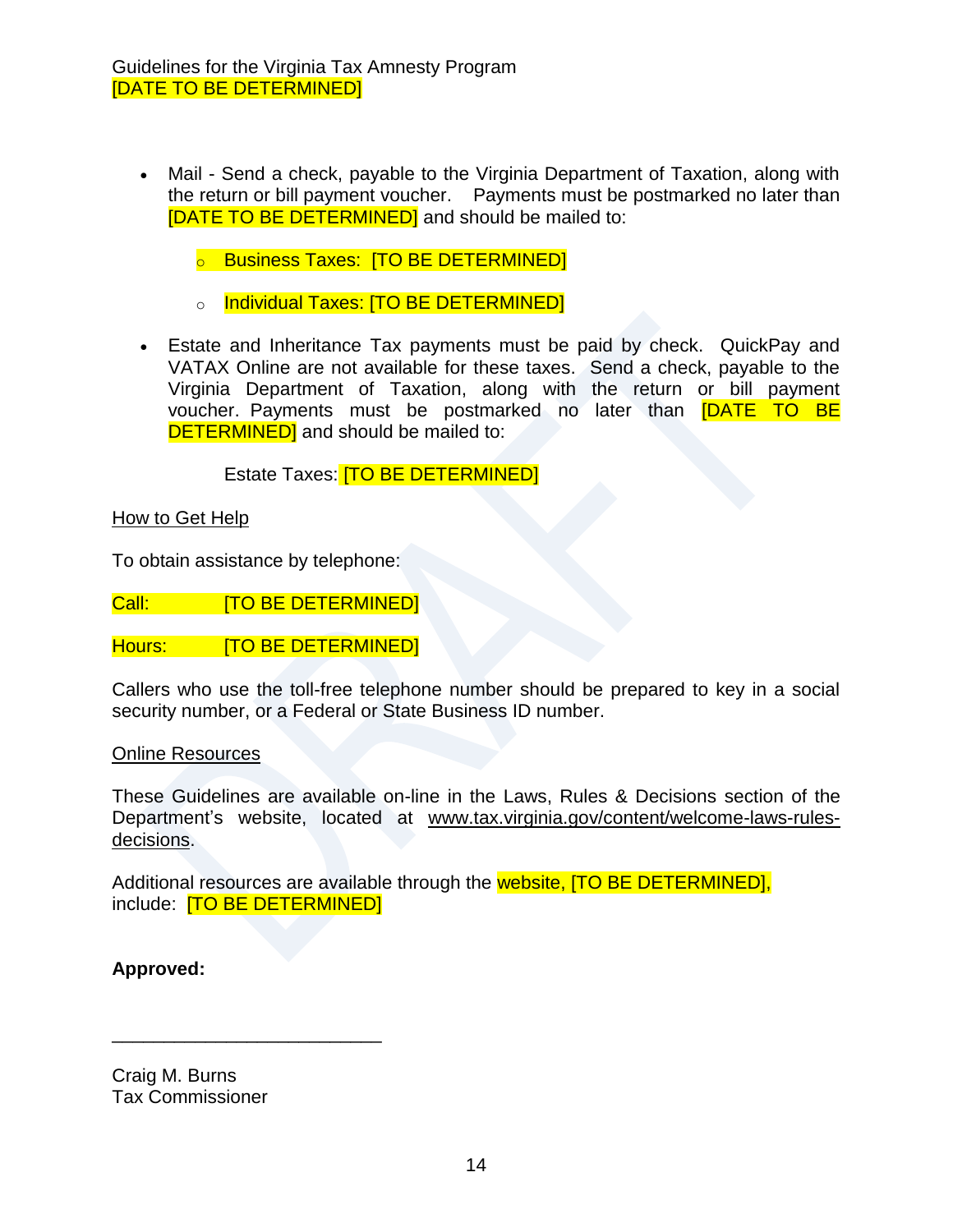- Mail - Send a check, payable to the Virginia Department of Taxation, along with the return or bill payment voucher. Payments must be postmarked no later than [DATE TO BE DETERMINED] and should be mailed to:

    - Business Taxes: [TO BE DETERMINED]

    - Individual Taxes: [TO BE DETERMINED]

- Estate and Inheritance Tax payments must be paid by check. QuickPay and VATAX Online are not available for these taxes. Send a check, payable to the Virginia Department of Taxation, along with the return or bill payment voucher. Payments must be postmarked no later than [DATE TO BE DETERMINED] and should be mailed to:

    Estate Taxes: [TO BE DETERMINED]

How to Get Help

To obtain assistance by telephone:

Call: [TO BE DETERMINED]

Hours: [TO BE DETERMINED]

Callers who use the toll-free telephone number should be prepared to key in a social security number, or a Federal or State Business ID number.

Online Resources

These Guidelines are available on-line in the Laws, Rules & Decisions section of the Department's website, located at www.tax.virginia.gov/content/welcome-laws-rules-decisions.

Additional resources are available through the website, [TO BE DETERMINED], include: [TO BE DETERMINED]

**Approved:**

\_\_\_\_\_\_\_\_\_\_\_\_\_\_\_\_\_\_\_\_\_\_\_\_\_\_

Craig M. Burns
Tax Commissioner